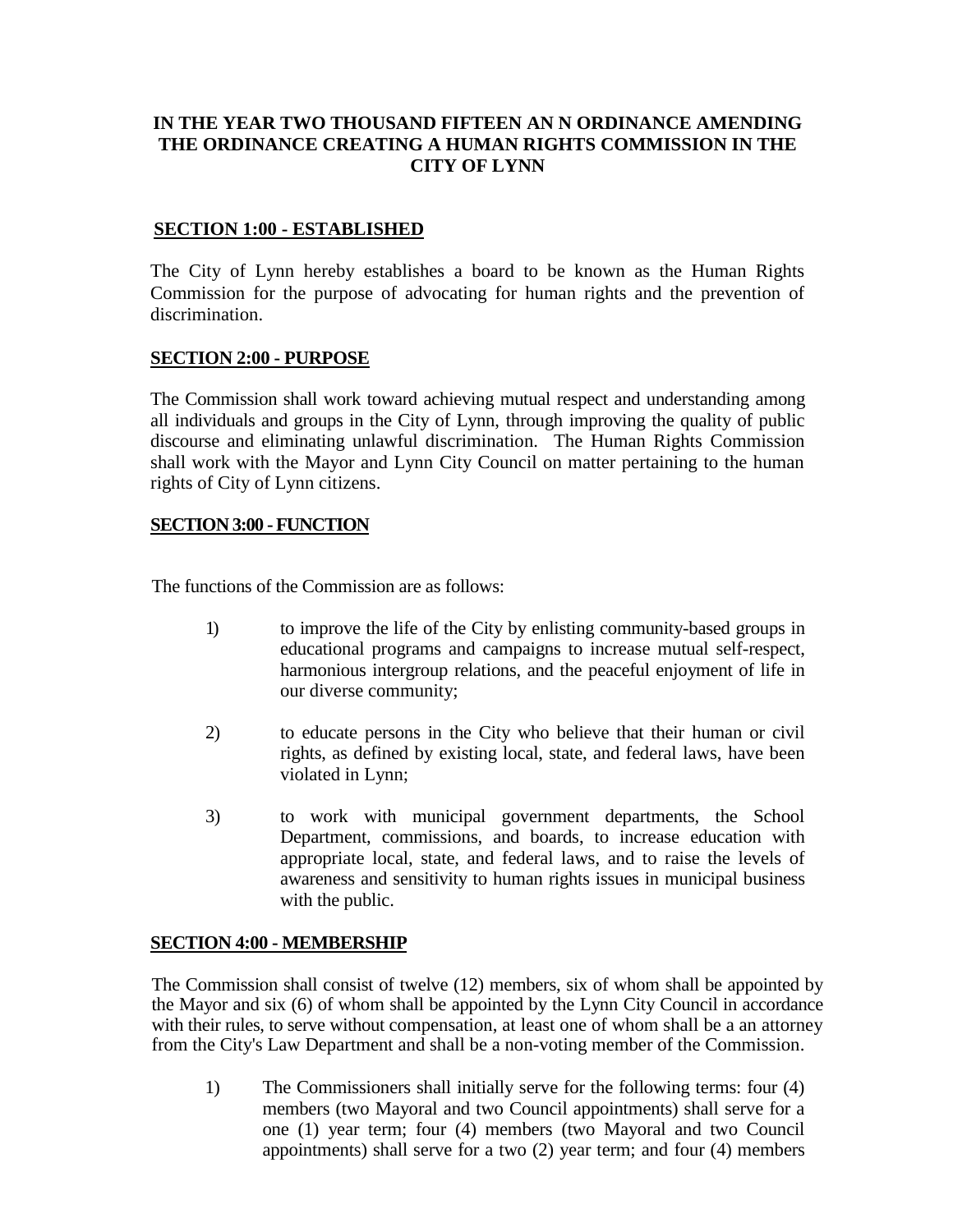**IN THE YEAR TWO THOUSAND FIFTEEN AN N ORDINANCE AMENDING THE ORDINANCE CREATING A HUMAN RIGHTS COMMISSION IN THE CITY OF LYNN**

**SECTION 1:00 - ESTABLISHED**

The City of Lynn hereby establishes a board to be known as the Human Rights Commission for the purpose of advocating for human rights and the prevention of discrimination.

**SECTION 2:00 - PURPOSE**

The Commission shall work toward achieving mutual respect and understanding among all individuals and groups in the City of Lynn, through improving the quality of public discourse and eliminating unlawful discrimination. The Human Rights Commission shall work with the Mayor and Lynn City Council on matter pertaining to the human rights of City of Lynn citizens.

**SECTION 3:00 - FUNCTION**

The functions of the Commission are as follows:

1) to improve the life of the City by enlisting community-based groups in educational programs and campaigns to increase mutual self-respect, harmonious intergroup relations, and the peaceful enjoyment of life in our diverse community;

2) to educate persons in the City who believe that their human or civil rights, as defined by existing local, state, and federal laws, have been violated in Lynn;

3) to work with municipal government departments, the School Department, commissions, and boards, to increase education with appropriate local, state, and federal laws, and to raise the levels of awareness and sensitivity to human rights issues in municipal business with the public.

**SECTION 4:00 - MEMBERSHIP**

The Commission shall consist of twelve (12) members, six of whom shall be appointed by the Mayor and six (6) of whom shall be appointed by the Lynn City Council in accordance with their rules, to serve without compensation, at least one of whom shall be a an attorney from the City's Law Department and shall be a non-voting member of the Commission.

1) The Commissioners shall initially serve for the following terms: four (4) members (two Mayoral and two Council appointments) shall serve for a one (1) year term; four (4) members (two Mayoral and two Council appointments) shall serve for a two (2) year term; and four (4) members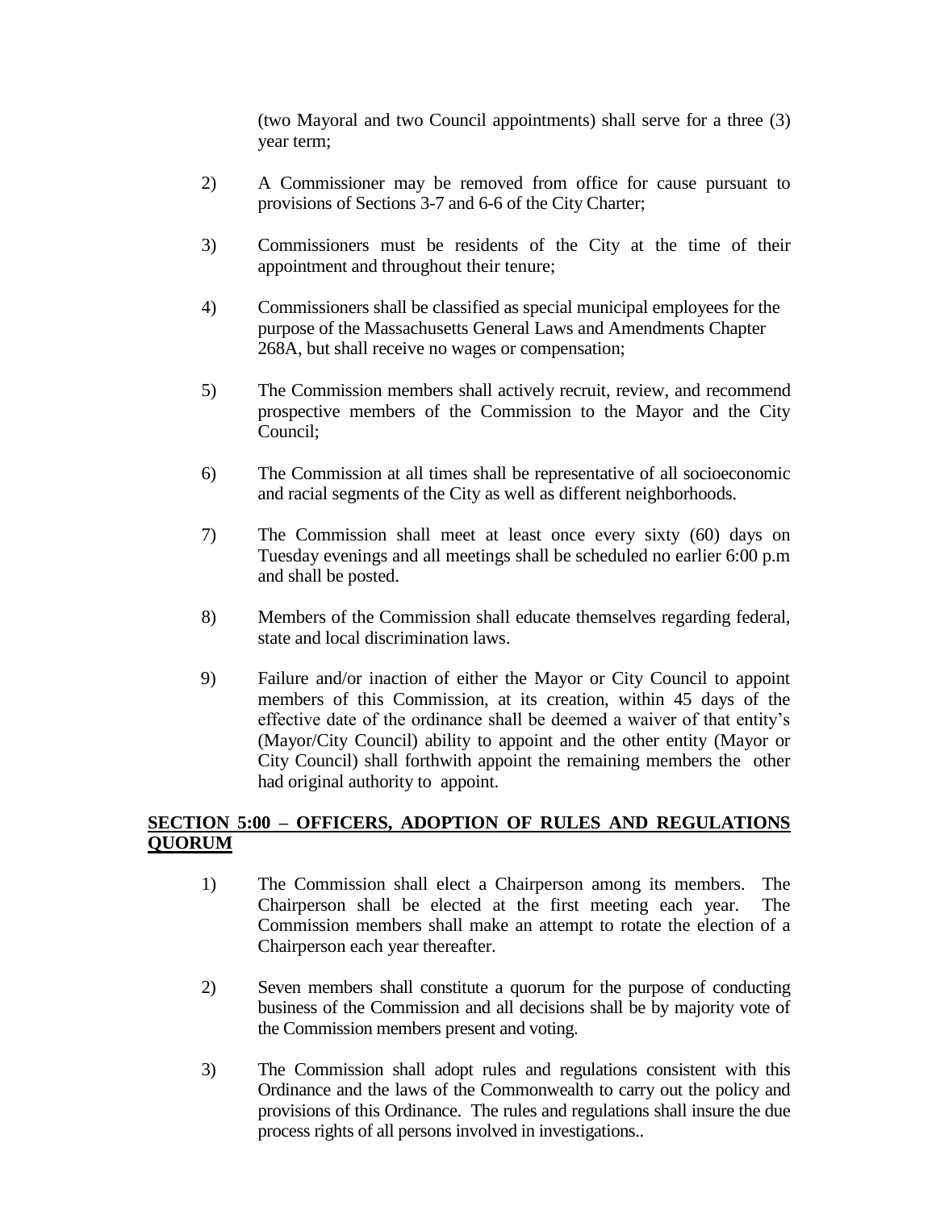(two Mayoral and two Council appointments) shall serve for a three (3) year term;

2) A Commissioner may be removed from office for cause pursuant to provisions of Sections 3-7 and 6-6 of the City Charter;

3) Commissioners must be residents of the City at the time of their appointment and throughout their tenure;

4) Commissioners shall be classified as special municipal employees for the purpose of the Massachusetts General Laws and Amendments Chapter 268A, but shall receive no wages or compensation;

5) The Commission members shall actively recruit, review, and recommend prospective members of the Commission to the Mayor and the City Council;

6) The Commission at all times shall be representative of all socioeconomic and racial segments of the City as well as different neighborhoods.

7) The Commission shall meet at least once every sixty (60) days on Tuesday evenings and all meetings shall be scheduled no earlier 6:00 p.m and shall be posted.

8) Members of the Commission shall educate themselves regarding federal, state and local discrimination laws.

9) Failure and/or inaction of either the Mayor or City Council to appoint members of this Commission, at its creation, within 45 days of the effective date of the ordinance shall be deemed a waiver of that entity's (Mayor/City Council) ability to appoint and the other entity (Mayor or City Council) shall forthwith appoint the remaining members the other had original authority to appoint.

## **SECTION 5:00 – OFFICERS, ADOPTION OF RULES AND REGULATIONS QUORUM**

1) The Commission shall elect a Chairperson among its members. The Chairperson shall be elected at the first meeting each year. The Commission members shall make an attempt to rotate the election of a Chairperson each year thereafter.

2) Seven members shall constitute a quorum for the purpose of conducting business of the Commission and all decisions shall be by majority vote of the Commission members present and voting.

3) The Commission shall adopt rules and regulations consistent with this Ordinance and the laws of the Commonwealth to carry out the policy and provisions of this Ordinance. The rules and regulations shall insure the due process rights of all persons involved in investigations..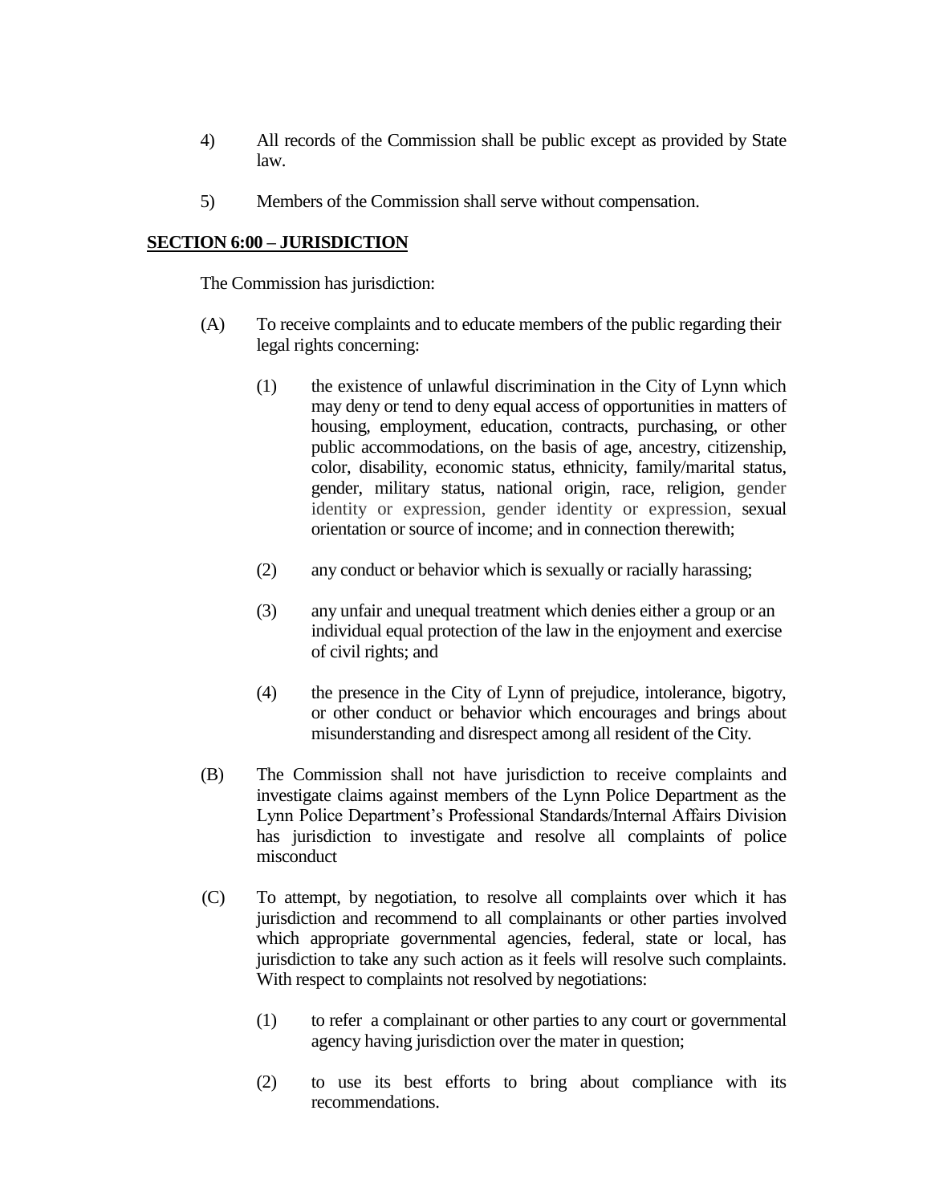4) All records of the Commission shall be public except as provided by State law.

5) Members of the Commission shall serve without compensation.

**SECTION 6:00 – JURISDICTION**

The Commission has jurisdiction:

(A) To receive complaints and to educate members of the public regarding their legal rights concerning:

(1) the existence of unlawful discrimination in the City of Lynn which may deny or tend to deny equal access of opportunities in matters of housing, employment, education, contracts, purchasing, or other public accommodations, on the basis of age, ancestry, citizenship, color, disability, economic status, ethnicity, family/marital status, gender, military status, national origin, race, religion, gender identity or expression, gender identity or expression, sexual orientation or source of income; and in connection therewith;

(2) any conduct or behavior which is sexually or racially harassing;

(3) any unfair and unequal treatment which denies either a group or an individual equal protection of the law in the enjoyment and exercise of civil rights; and

(4) the presence in the City of Lynn of prejudice, intolerance, bigotry, or other conduct or behavior which encourages and brings about misunderstanding and disrespect among all resident of the City.

(B) The Commission shall not have jurisdiction to receive complaints and investigate claims against members of the Lynn Police Department as the Lynn Police Department's Professional Standards/Internal Affairs Division has jurisdiction to investigate and resolve all complaints of police misconduct

(C) To attempt, by negotiation, to resolve all complaints over which it has jurisdiction and recommend to all complainants or other parties involved which appropriate governmental agencies, federal, state or local, has jurisdiction to take any such action as it feels will resolve such complaints. With respect to complaints not resolved by negotiations:

(1) to refer a complainant or other parties to any court or governmental agency having jurisdiction over the mater in question;

(2) to use its best efforts to bring about compliance with its recommendations.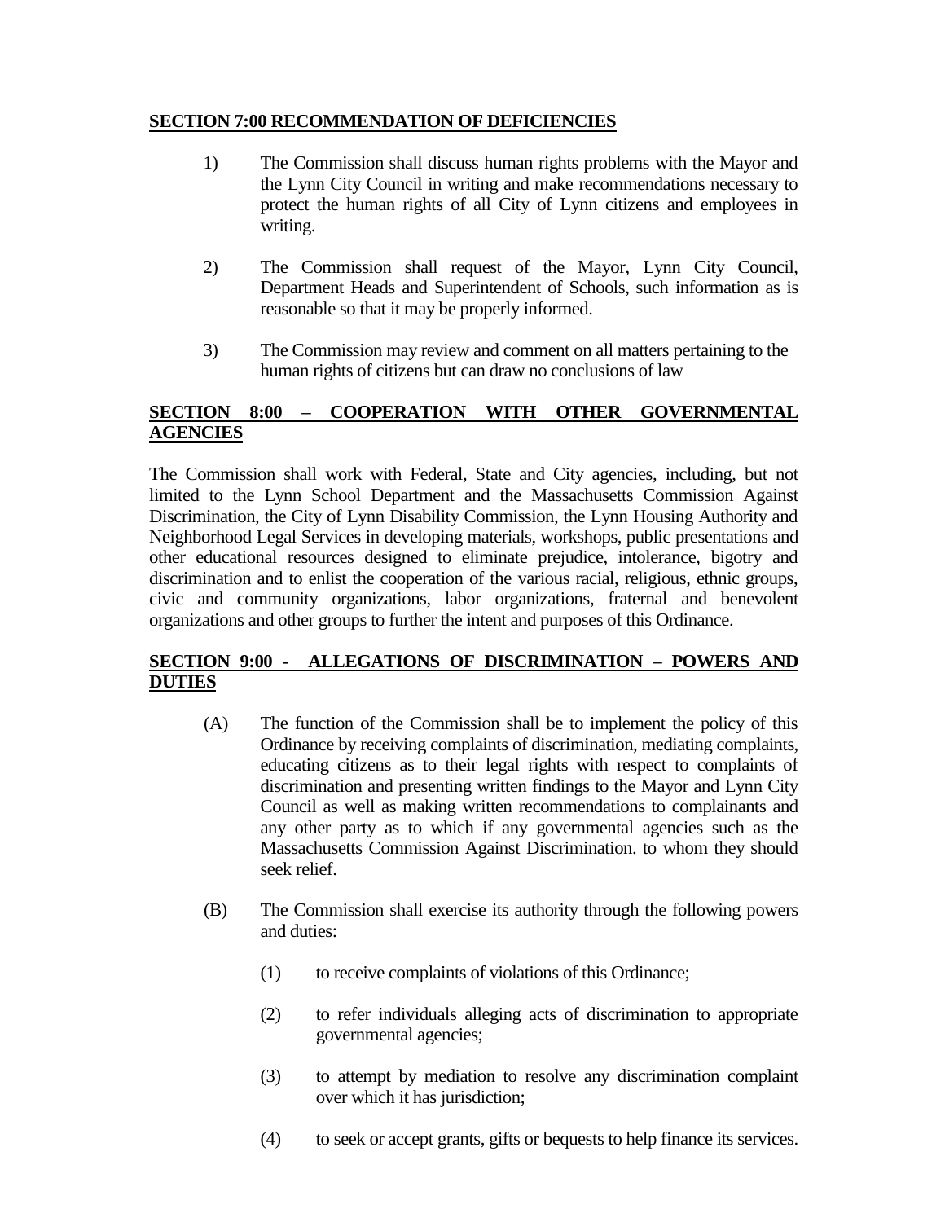## SECTION 7:00 RECOMMENDATION OF DEFICIENCIES

1) The Commission shall discuss human rights problems with the Mayor and the Lynn City Council in writing and make recommendations necessary to protect the human rights of all City of Lynn citizens and employees in writing.

2) The Commission shall request of the Mayor, Lynn City Council, Department Heads and Superintendent of Schools, such information as is reasonable so that it may be properly informed.

3) The Commission may review and comment on all matters pertaining to the human rights of citizens but can draw no conclusions of law

## SECTION 8:00 – COOPERATION WITH OTHER GOVERNMENTAL AGENCIES

The Commission shall work with Federal, State and City agencies, including, but not limited to the Lynn School Department and the Massachusetts Commission Against Discrimination, the City of Lynn Disability Commission, the Lynn Housing Authority and Neighborhood Legal Services in developing materials, workshops, public presentations and other educational resources designed to eliminate prejudice, intolerance, bigotry and discrimination and to enlist the cooperation of the various racial, religious, ethnic groups, civic and community organizations, labor organizations, fraternal and benevolent organizations and other groups to further the intent and purposes of this Ordinance.

## SECTION 9:00 - ALLEGATIONS OF DISCRIMINATION – POWERS AND DUTIES

(A) The function of the Commission shall be to implement the policy of this Ordinance by receiving complaints of discrimination, mediating complaints, educating citizens as to their legal rights with respect to complaints of discrimination and presenting written findings to the Mayor and Lynn City Council as well as making written recommendations to complainants and any other party as to which if any governmental agencies such as the Massachusetts Commission Against Discrimination. to whom they should seek relief.

(B) The Commission shall exercise its authority through the following powers and duties:

   (1) to receive complaints of violations of this Ordinance;

   (2) to refer individuals alleging acts of discrimination to appropriate governmental agencies;

   (3) to attempt by mediation to resolve any discrimination complaint over which it has jurisdiction;

   (4) to seek or accept grants, gifts or bequests to help finance its services.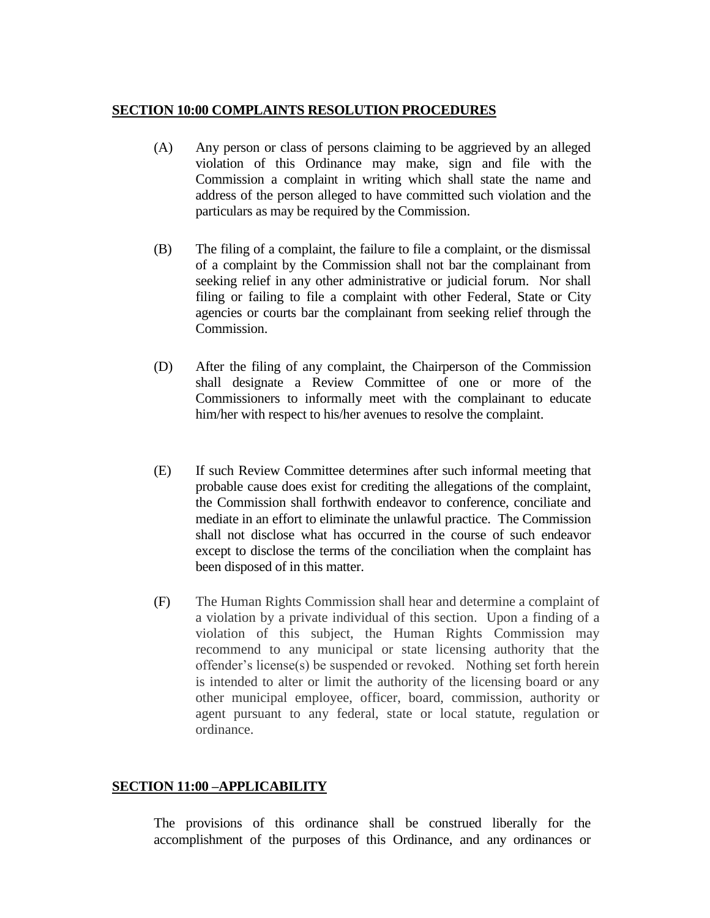**SECTION 10:00 COMPLAINTS RESOLUTION PROCEDURES**

(A) Any person or class of persons claiming to be aggrieved by an alleged violation of this Ordinance may make, sign and file with the Commission a complaint in writing which shall state the name and address of the person alleged to have committed such violation and the particulars as may be required by the Commission.

(B) The filing of a complaint, the failure to file a complaint, or the dismissal of a complaint by the Commission shall not bar the complainant from seeking relief in any other administrative or judicial forum. Nor shall filing or failing to file a complaint with other Federal, State or City agencies or courts bar the complainant from seeking relief through the Commission.

(D) After the filing of any complaint, the Chairperson of the Commission shall designate a Review Committee of one or more of the Commissioners to informally meet with the complainant to educate him/her with respect to his/her avenues to resolve the complaint.

(E) If such Review Committee determines after such informal meeting that probable cause does exist for crediting the allegations of the complaint, the Commission shall forthwith endeavor to conference, conciliate and mediate in an effort to eliminate the unlawful practice. The Commission shall not disclose what has occurred in the course of such endeavor except to disclose the terms of the conciliation when the complaint has been disposed of in this matter.

(F) The Human Rights Commission shall hear and determine a complaint of a violation by a private individual of this section. Upon a finding of a violation of this subject, the Human Rights Commission may recommend to any municipal or state licensing authority that the offender's license(s) be suspended or revoked. Nothing set forth herein is intended to alter or limit the authority of the licensing board or any other municipal employee, officer, board, commission, authority or agent pursuant to any federal, state or local statute, regulation or ordinance.

**SECTION 11:00 –APPLICABILITY**

The provisions of this ordinance shall be construed liberally for the accomplishment of the purposes of this Ordinance, and any ordinances or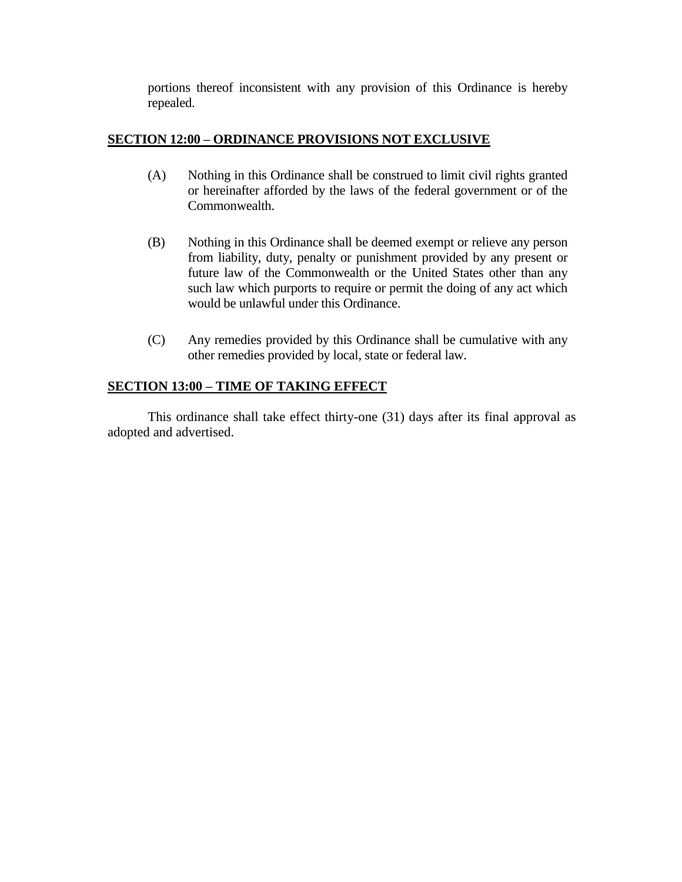portions thereof inconsistent with any provision of this Ordinance is hereby repealed.

## **SECTION 12:00 – ORDINANCE PROVISIONS NOT EXCLUSIVE**

(A) Nothing in this Ordinance shall be construed to limit civil rights granted or hereinafter afforded by the laws of the federal government or of the Commonwealth.

(B) Nothing in this Ordinance shall be deemed exempt or relieve any person from liability, duty, penalty or punishment provided by any present or future law of the Commonwealth or the United States other than any such law which purports to require or permit the doing of any act which would be unlawful under this Ordinance.

(C) Any remedies provided by this Ordinance shall be cumulative with any other remedies provided by local, state or federal law.

## **SECTION 13:00 – TIME OF TAKING EFFECT**

This ordinance shall take effect thirty-one (31) days after its final approval as adopted and advertised.